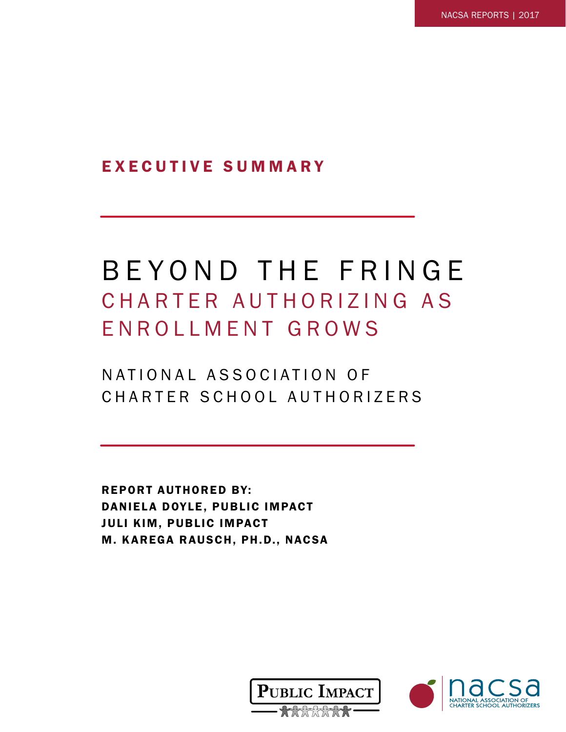NACSA REPORTS | 2017

## EXECUTIVE SUMMARY

# BEYOND THE FRINGE

## CHARTER AUTHORIZING AS ENROLLMENT GROWS

NATIONAL ASSOCIATION OF CHARTER SCHOOL AUTHORIZERS

**REPORT AUTHORED BY:**
**DANIELA DOYLE, PUBLIC IMPACT**
**JULI KIM, PUBLIC IMPACT**
**M. KAREGA RAUSCH, PH.D., NACSA**

PUBLIC IMPACT

nacsa
NATIONAL ASSOCIATION OF CHARTER SCHOOL AUTHORIZERS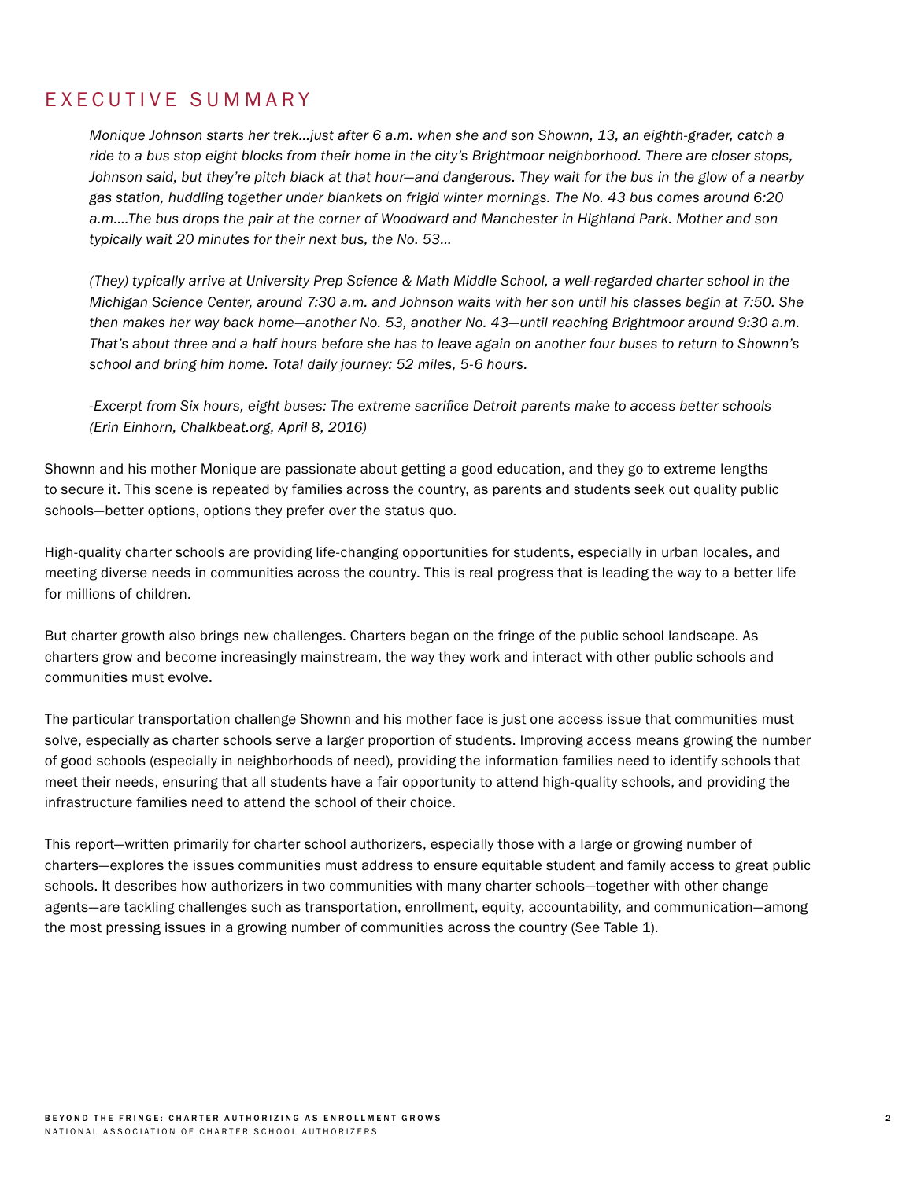## EXECUTIVE SUMMARY

> *Monique Johnson starts her trek…just after 6 a.m. when she and son Shownn, 13, an eighth-grader, catch a ride to a bus stop eight blocks from their home in the city's Brightmoor neighborhood. There are closer stops, Johnson said, but they're pitch black at that hour—and dangerous. They wait for the bus in the glow of a nearby gas station, huddling together under blankets on frigid winter mornings. The No. 43 bus comes around 6:20 a.m.…The bus drops the pair at the corner of Woodward and Manchester in Highland Park. Mother and son typically wait 20 minutes for their next bus, the No. 53…*
>
> *(They) typically arrive at University Prep Science & Math Middle School, a well-regarded charter school in the Michigan Science Center, around 7:30 a.m. and Johnson waits with her son until his classes begin at 7:50. She then makes her way back home—another No. 53, another No. 43—until reaching Brightmoor around 9:30 a.m. That's about three and a half hours before she has to leave again on another four buses to return to Shownn's school and bring him home. Total daily journey: 52 miles, 5-6 hours.*
>
> *-Excerpt from Six hours, eight buses: The extreme sacrifice Detroit parents make to access better schools (Erin Einhorn, Chalkbeat.org, April 8, 2016)*

Shownn and his mother Monique are passionate about getting a good education, and they go to extreme lengths to secure it. This scene is repeated by families across the country, as parents and students seek out quality public schools—better options, options they prefer over the status quo.

High-quality charter schools are providing life-changing opportunities for students, especially in urban locales, and meeting diverse needs in communities across the country. This is real progress that is leading the way to a better life for millions of children.

But charter growth also brings new challenges. Charters began on the fringe of the public school landscape. As charters grow and become increasingly mainstream, the way they work and interact with other public schools and communities must evolve.

The particular transportation challenge Shownn and his mother face is just one access issue that communities must solve, especially as charter schools serve a larger proportion of students. Improving access means growing the number of good schools (especially in neighborhoods of need), providing the information families need to identify schools that meet their needs, ensuring that all students have a fair opportunity to attend high-quality schools, and providing the infrastructure families need to attend the school of their choice.

This report—written primarily for charter school authorizers, especially those with a large or growing number of charters—explores the issues communities must address to ensure equitable student and family access to great public schools. It describes how authorizers in two communities with many charter schools—together with other change agents—are tackling challenges such as transportation, enrollment, equity, accountability, and communication—among the most pressing issues in a growing number of communities across the country (See Table 1).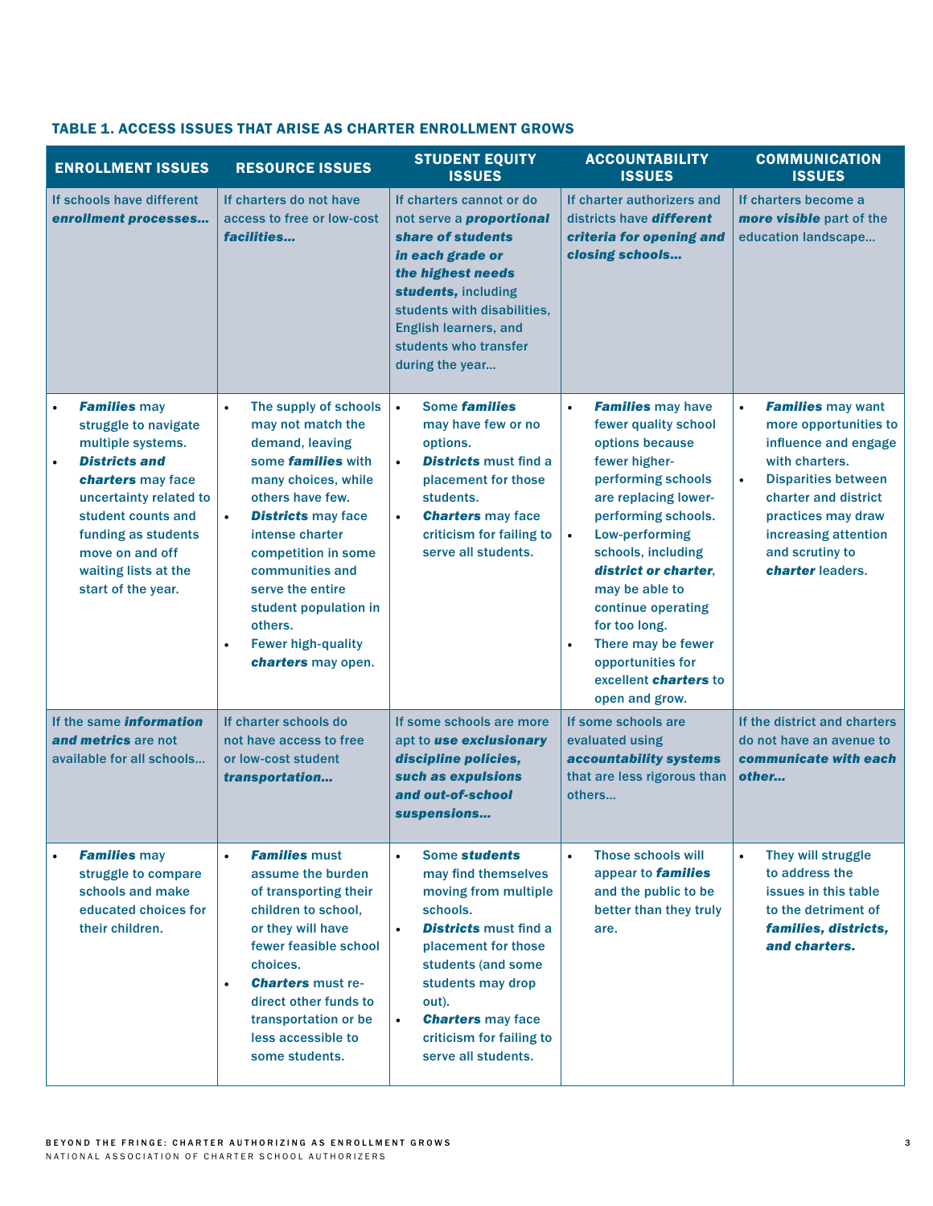### TABLE 1. ACCESS ISSUES THAT ARISE AS CHARTER ENROLLMENT GROWS

| ENROLLMENT ISSUES | RESOURCE ISSUES | STUDENT EQUITY ISSUES | ACCOUNTABILITY ISSUES | COMMUNICATION ISSUES |
|---|---|---|---|---|
| If schools have different ***enrollment processes…*** | If charters do not have access to free or low-cost ***facilities…*** | If charters cannot or do not serve a ***proportional share of students in each grade or the highest needs students,*** including students with disabilities, English learners, and students who transfer during the year… | If charter authorizers and districts have ***different criteria for opening and closing schools…*** | If charters become a ***more visible*** part of the education landscape… |
| • ***Families*** may struggle to navigate multiple systems.<br>• ***Districts and charters*** may face uncertainty related to student counts and funding as students move on and off waiting lists at the start of the year. | • The supply of schools may not match the demand, leaving some ***families*** with many choices, while others have few.<br>• ***Districts*** may face intense charter competition in some communities and serve the entire student population in others.<br>• Fewer high-quality ***charters*** may open. | • Some ***families*** may have few or no options.<br>• ***Districts*** must find a placement for those students.<br>• ***Charters*** may face criticism for failing to serve all students. | • ***Families*** may have fewer quality school options because fewer higher-performing schools are replacing lower-performing schools.<br>• Low-performing schools, including ***district or charter***, may be able to continue operating for too long.<br>• There may be fewer opportunities for excellent ***charters*** to open and grow. | • ***Families*** may want more opportunities to influence and engage with charters.<br>• Disparities between charter and district practices may draw increasing attention and scrutiny to ***charter*** leaders. |
| If the same ***information and metrics*** are not available for all schools… | If charter schools do not have access to free or low-cost student ***transportation…*** | If some schools are more apt to ***use exclusionary discipline policies, such as expulsions and out-of-school suspensions…*** | If some schools are evaluated using ***accountability systems*** that are less rigorous than others… | If the district and charters do not have an avenue to ***communicate with each other…*** |
| • ***Families*** may struggle to compare schools and make educated choices for their children. | • ***Families*** must assume the burden of transporting their children to school, or they will have fewer feasible school choices.<br>• ***Charters*** must re-direct other funds to transportation or be less accessible to some students. | • Some ***students*** may find themselves moving from multiple schools.<br>• ***Districts*** must find a placement for those students (and some students may drop out).<br>• ***Charters*** may face criticism for failing to serve all students. | • Those schools will appear to ***families*** and the public to be better than they truly are. | • They will struggle to address the issues in this table to the detriment of ***families, districts, and charters.*** |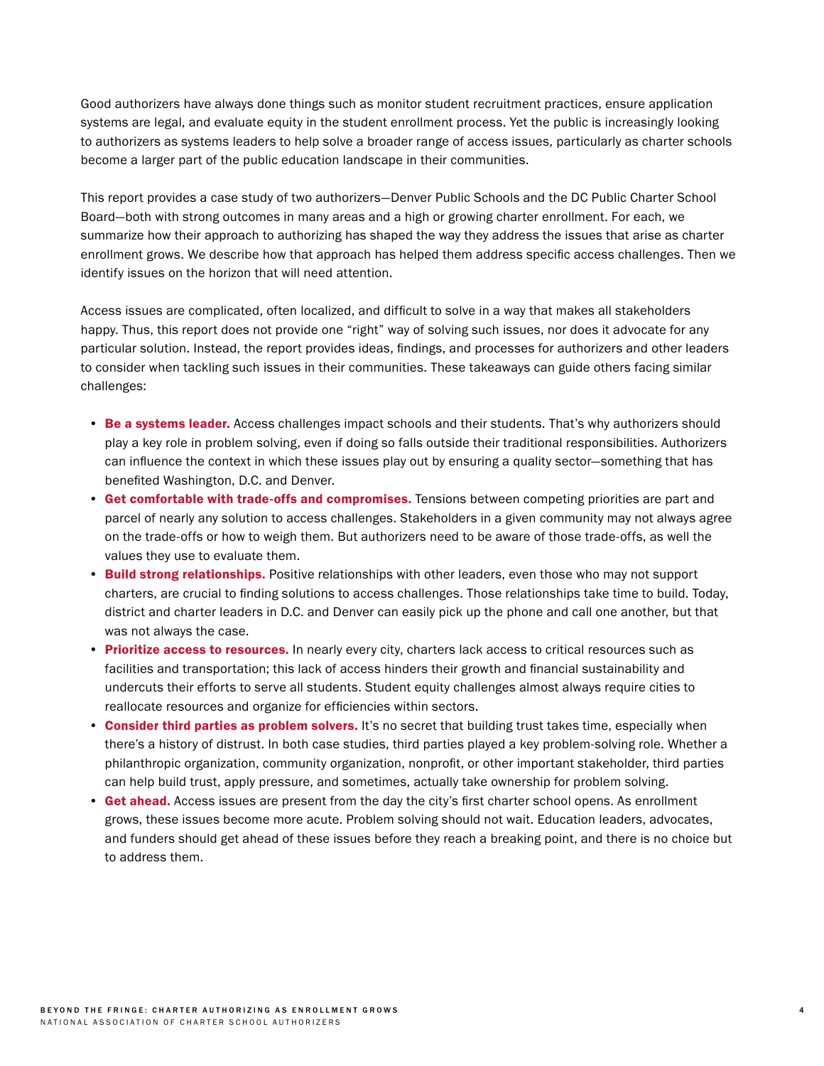Good authorizers have always done things such as monitor student recruitment practices, ensure application systems are legal, and evaluate equity in the student enrollment process. Yet the public is increasingly looking to authorizers as systems leaders to help solve a broader range of access issues, particularly as charter schools become a larger part of the public education landscape in their communities.

This report provides a case study of two authorizers—Denver Public Schools and the DC Public Charter School Board—both with strong outcomes in many areas and a high or growing charter enrollment. For each, we summarize how their approach to authorizing has shaped the way they address the issues that arise as charter enrollment grows. We describe how that approach has helped them address specific access challenges. Then we identify issues on the horizon that will need attention.

Access issues are complicated, often localized, and difficult to solve in a way that makes all stakeholders happy. Thus, this report does not provide one "right" way of solving such issues, nor does it advocate for any particular solution. Instead, the report provides ideas, findings, and processes for authorizers and other leaders to consider when tackling such issues in their communities. These takeaways can guide others facing similar challenges:

- **Be a systems leader.** Access challenges impact schools and their students. That's why authorizers should play a key role in problem solving, even if doing so falls outside their traditional responsibilities. Authorizers can influence the context in which these issues play out by ensuring a quality sector—something that has benefited Washington, D.C. and Denver.
- **Get comfortable with trade-offs and compromises.** Tensions between competing priorities are part and parcel of nearly any solution to access challenges. Stakeholders in a given community may not always agree on the trade-offs or how to weigh them. But authorizers need to be aware of those trade-offs, as well the values they use to evaluate them.
- **Build strong relationships.** Positive relationships with other leaders, even those who may not support charters, are crucial to finding solutions to access challenges. Those relationships take time to build. Today, district and charter leaders in D.C. and Denver can easily pick up the phone and call one another, but that was not always the case.
- **Prioritize access to resources.** In nearly every city, charters lack access to critical resources such as facilities and transportation; this lack of access hinders their growth and financial sustainability and undercuts their efforts to serve all students. Student equity challenges almost always require cities to reallocate resources and organize for efficiencies within sectors.
- **Consider third parties as problem solvers.** It's no secret that building trust takes time, especially when there's a history of distrust. In both case studies, third parties played a key problem-solving role. Whether a philanthropic organization, community organization, nonprofit, or other important stakeholder, third parties can help build trust, apply pressure, and sometimes, actually take ownership for problem solving.
- **Get ahead.** Access issues are present from the day the city's first charter school opens. As enrollment grows, these issues become more acute. Problem solving should not wait. Education leaders, advocates, and funders should get ahead of these issues before they reach a breaking point, and there is no choice but to address them.